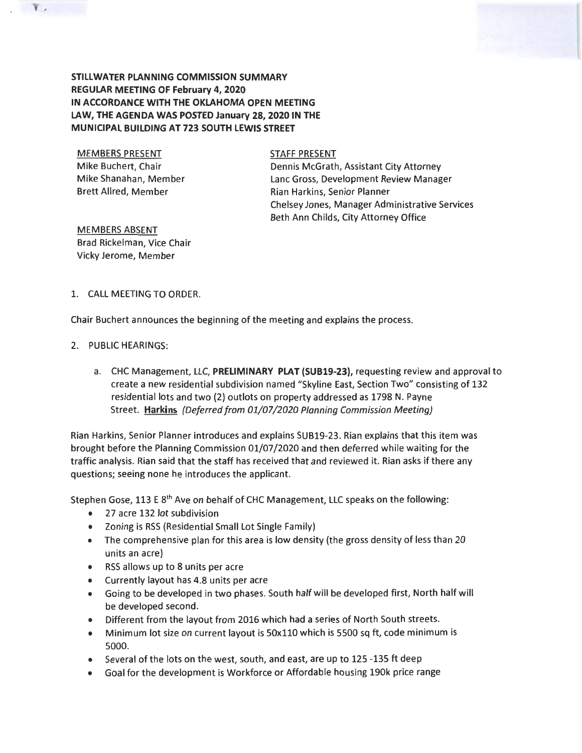**STILLWATER PLANNING COMMISSION SUMMARY**
**REGULAR MEETING OF February 4, 2020**
**IN ACCORDANCE WITH THE OKLAHOMA OPEN MEETING LAW, THE AGENDA WAS POSTED January 28, 2020 IN THE MUNICIPAL BUILDING AT 723 SOUTH LEWIS STREET**

MEMBERS PRESENT
Mike Buchert, Chair
Mike Shanahan, Member
Brett Allred, Member

STAFF PRESENT
Dennis McGrath, Assistant City Attorney
Lanc Gross, Development Review Manager
Rian Harkins, Senior Planner
Chelsey Jones, Manager Administrative Services
Beth Ann Childs, City Attorney Office

MEMBERS ABSENT
Brad Rickelman, Vice Chair
Vicky Jerome, Member

1. CALL MEETING TO ORDER.

Chair Buchert announces the beginning of the meeting and explains the process.

2. PUBLIC HEARINGS:

   a. CHC Management, LLC, **PRELIMINARY PLAT (SUB19-23),** requesting review and approval to create a new residential subdivision named "Skyline East, Section Two" consisting of 132 residential lots and two (2) outlots on property addressed as 1798 N. Payne Street. **Harkins** *(Deferred from 01/07/2020 Planning Commission Meeting)*

Rian Harkins, Senior Planner introduces and explains SUB19-23. Rian explains that this item was brought before the Planning Commission 01/07/2020 and then deferred while waiting for the traffic analysis. Rian said that the staff has received that and reviewed it. Rian asks if there any questions; seeing none he introduces the applicant.

Stephen Gose, 113 E 8th Ave on behalf of CHC Management, LLC speaks on the following:

- 27 acre 132 lot subdivision
- Zoning is RSS (Residential Small Lot Single Family)
- The comprehensive plan for this area is low density (the gross density of less than 20 units an acre)
- RSS allows up to 8 units per acre
- Currently layout has 4.8 units per acre
- Going to be developed in two phases. South half will be developed first, North half will be developed second.
- Different from the layout from 2016 which had a series of North South streets.
- Minimum lot size on current layout is 50x110 which is 5500 sq ft, code minimum is 5000.
- Several of the lots on the west, south, and east, are up to 125 -135 ft deep
- Goal for the development is Workforce or Affordable housing 190k price range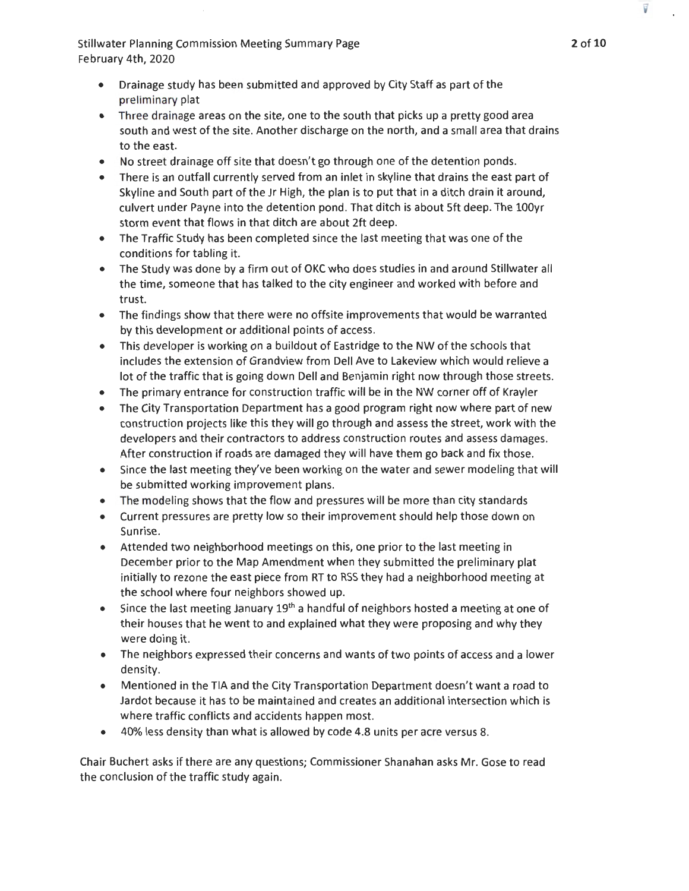- Drainage study has been submitted and approved by City Staff as part of the preliminary plat
- Three drainage areas on the site, one to the south that picks up a pretty good area south and west of the site. Another discharge on the north, and a small area that drains to the east.
- No street drainage off site that doesn't go through one of the detention ponds.
- There is an outfall currently served from an inlet in skyline that drains the east part of Skyline and South part of the Jr High, the plan is to put that in a ditch drain it around, culvert under Payne into the detention pond. That ditch is about 5ft deep. The 100yr storm event that flows in that ditch are about 2ft deep.
- The Traffic Study has been completed since the last meeting that was one of the conditions for tabling it.
- The Study was done by a firm out of OKC who does studies in and around Stillwater all the time, someone that has talked to the city engineer and worked with before and trust.
- The findings show that there were no offsite improvements that would be warranted by this development or additional points of access.
- This developer is working on a buildout of Eastridge to the NW of the schools that includes the extension of Grandview from Dell Ave to Lakeview which would relieve a lot of the traffic that is going down Dell and Benjamin right now through those streets.
- The primary entrance for construction traffic will be in the NW corner off of Krayler
- The City Transportation Department has a good program right now where part of new construction projects like this they will go through and assess the street, work with the developers and their contractors to address construction routes and assess damages. After construction if roads are damaged they will have them go back and fix those.
- Since the last meeting they've been working on the water and sewer modeling that will be submitted working improvement plans.
- The modeling shows that the flow and pressures will be more than city standards
- Current pressures are pretty low so their improvement should help those down on Sunrise.
- Attended two neighborhood meetings on this, one prior to the last meeting in December prior to the Map Amendment when they submitted the preliminary plat initially to rezone the east piece from RT to RSS they had a neighborhood meeting at the school where four neighbors showed up.
- Since the last meeting January 19th a handful of neighbors hosted a meeting at one of their houses that he went to and explained what they were proposing and why they were doing it.
- The neighbors expressed their concerns and wants of two points of access and a lower density.
- Mentioned in the TIA and the City Transportation Department doesn't want a road to Jardot because it has to be maintained and creates an additional intersection which is where traffic conflicts and accidents happen most.
- 40% less density than what is allowed by code 4.8 units per acre versus 8.

Chair Buchert asks if there are any questions; Commissioner Shanahan asks Mr. Gose to read the conclusion of the traffic study again.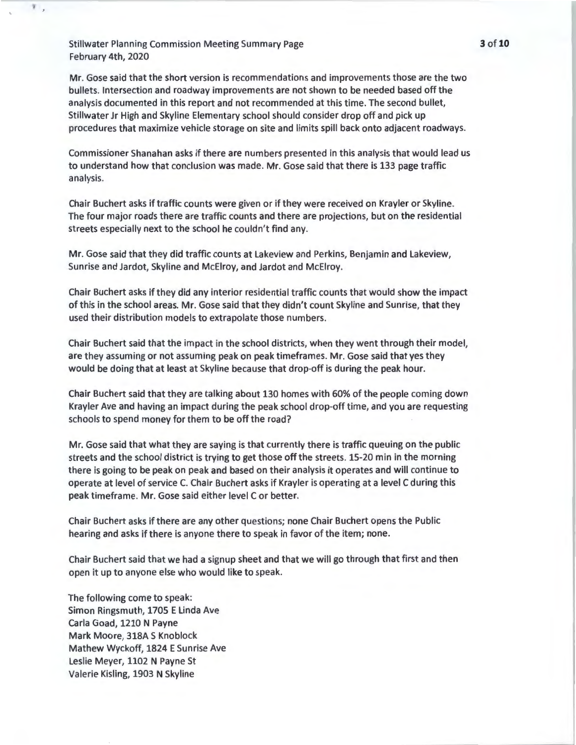Mr. Gose said that the short version is recommendations and improvements those are the two bullets. Intersection and roadway improvements are not shown to be needed based off the analysis documented in this report and not recommended at this time. The second bullet, Stillwater Jr High and Skyline Elementary school should consider drop off and pick up procedures that maximize vehicle storage on site and limits spill back onto adjacent roadways.

Commissioner Shanahan asks if there are numbers presented in this analysis that would lead us to understand how that conclusion was made. Mr. Gose said that there is 133 page traffic analysis.

Chair Buchert asks if traffic counts were given or if they were received on Krayler or Skyline. The four major roads there are traffic counts and there are projections, but on the residential streets especially next to the school he couldn't find any.

Mr. Gose said that they did traffic counts at Lakeview and Perkins, Benjamin and Lakeview, Sunrise and Jardot, Skyline and McElroy, and Jardot and McElroy.

Chair Buchert asks if they did any interior residential traffic counts that would show the impact of this in the school areas. Mr. Gose said that they didn't count Skyline and Sunrise, that they used their distribution models to extrapolate those numbers.

Chair Buchert said that the impact in the school districts, when they went through their model, are they assuming or not assuming peak on peak timeframes. Mr. Gose said that yes they would be doing that at least at Skyline because that drop-off is during the peak hour.

Chair Buchert said that they are talking about 130 homes with 60% of the people coming down Krayler Ave and having an impact during the peak school drop-off time, and you are requesting schools to spend money for them to be off the road?

Mr. Gose said that what they are saying is that currently there is traffic queuing on the public streets and the school district is trying to get those off the streets. 15-20 min in the morning there is going to be peak on peak and based on their analysis it operates and will continue to operate at level of service C. Chair Buchert asks if Krayler is operating at a level C during this peak timeframe. Mr. Gose said either level C or better.

Chair Buchert asks if there are any other questions; none Chair Buchert opens the Public hearing and asks if there is anyone there to speak in favor of the item; none.

Chair Buchert said that we had a signup sheet and that we will go through that first and then open it up to anyone else who would like to speak.

The following come to speak:
Simon Ringsmuth, 1705 E Linda Ave
Carla Goad, 1210 N Payne
Mark Moore, 318A S Knoblock
Mathew Wyckoff, 1824 E Sunrise Ave
Leslie Meyer, 1102 N Payne St
Valerie Kisling, 1903 N Skyline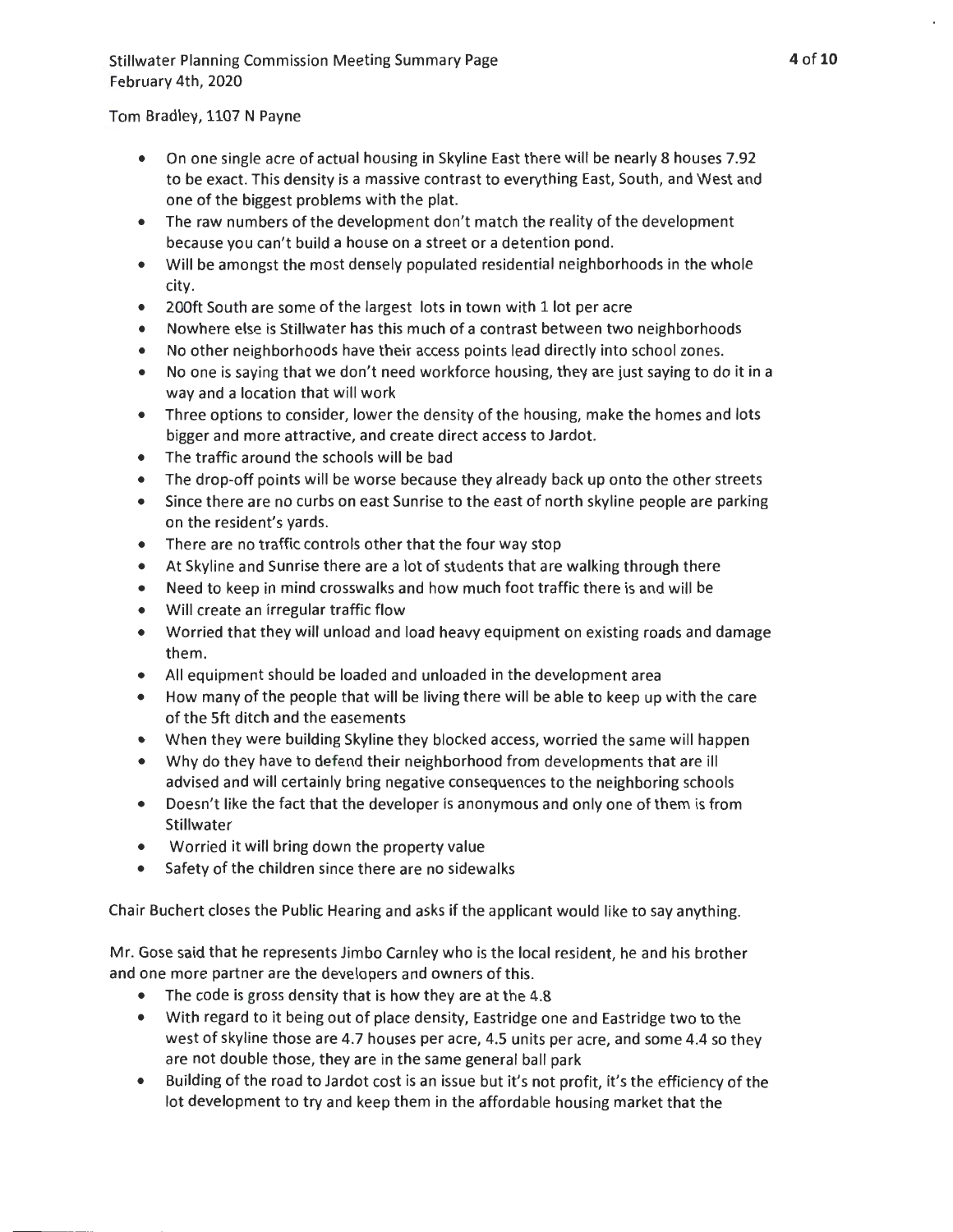Tom Bradley, 1107 N Payne

- On one single acre of actual housing in Skyline East there will be nearly 8 houses 7.92 to be exact. This density is a massive contrast to everything East, South, and West and one of the biggest problems with the plat.
- The raw numbers of the development don't match the reality of the development because you can't build a house on a street or a detention pond.
- Will be amongst the most densely populated residential neighborhoods in the whole city.
- 200ft South are some of the largest lots in town with 1 lot per acre
- Nowhere else is Stillwater has this much of a contrast between two neighborhoods
- No other neighborhoods have their access points lead directly into school zones.
- No one is saying that we don't need workforce housing, they are just saying to do it in a way and a location that will work
- Three options to consider, lower the density of the housing, make the homes and lots bigger and more attractive, and create direct access to Jardot.
- The traffic around the schools will be bad
- The drop-off points will be worse because they already back up onto the other streets
- Since there are no curbs on east Sunrise to the east of north skyline people are parking on the resident's yards.
- There are no traffic controls other that the four way stop
- At Skyline and Sunrise there are a lot of students that are walking through there
- Need to keep in mind crosswalks and how much foot traffic there is and will be
- Will create an irregular traffic flow
- Worried that they will unload and load heavy equipment on existing roads and damage them.
- All equipment should be loaded and unloaded in the development area
- How many of the people that will be living there will be able to keep up with the care of the 5ft ditch and the easements
- When they were building Skyline they blocked access, worried the same will happen
- Why do they have to defend their neighborhood from developments that are ill advised and will certainly bring negative consequences to the neighboring schools
- Doesn't like the fact that the developer is anonymous and only one of them is from Stillwater
- Worried it will bring down the property value
- Safety of the children since there are no sidewalks

Chair Buchert closes the Public Hearing and asks if the applicant would like to say anything.

Mr. Gose said that he represents Jimbo Carnley who is the local resident, he and his brother and one more partner are the developers and owners of this.

- The code is gross density that is how they are at the 4.8
- With regard to it being out of place density, Eastridge one and Eastridge two to the west of skyline those are 4.7 houses per acre, 4.5 units per acre, and some 4.4 so they are not double those, they are in the same general ball park
- Building of the road to Jardot cost is an issue but it's not profit, it's the efficiency of the lot development to try and keep them in the affordable housing market that the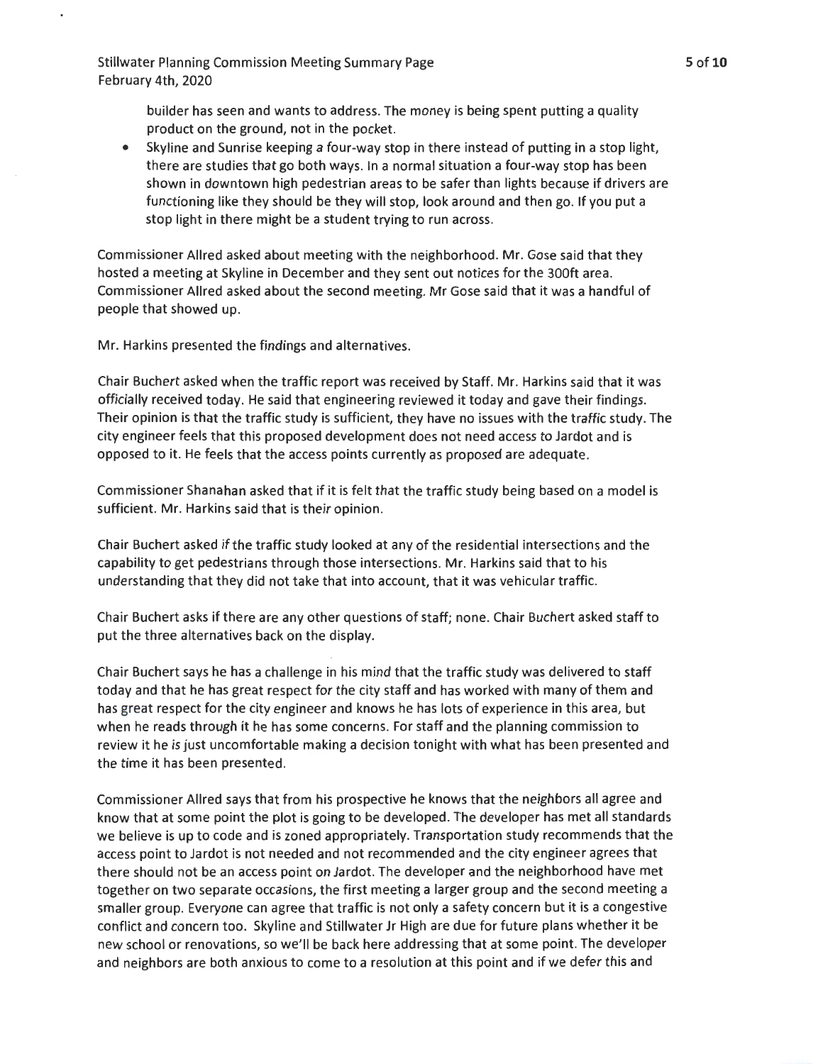builder has seen and wants to address. The money is being spent putting a quality product on the ground, not in the pocket.

- Skyline and Sunrise keeping a four-way stop in there instead of putting in a stop light, there are studies that go both ways. In a normal situation a four-way stop has been shown in downtown high pedestrian areas to be safer than lights because if drivers are functioning like they should be they will stop, look around and then go. If you put a stop light in there might be a student trying to run across.

Commissioner Allred asked about meeting with the neighborhood. Mr. Gose said that they hosted a meeting at Skyline in December and they sent out notices for the 300ft area. Commissioner Allred asked about the second meeting. Mr Gose said that it was a handful of people that showed up.

Mr. Harkins presented the findings and alternatives.

Chair Buchert asked when the traffic report was received by Staff. Mr. Harkins said that it was officially received today. He said that engineering reviewed it today and gave their findings. Their opinion is that the traffic study is sufficient, they have no issues with the traffic study. The city engineer feels that this proposed development does not need access to Jardot and is opposed to it. He feels that the access points currently as proposed are adequate.

Commissioner Shanahan asked that if it is felt that the traffic study being based on a model is sufficient. Mr. Harkins said that is their opinion.

Chair Buchert asked if the traffic study looked at any of the residential intersections and the capability to get pedestrians through those intersections. Mr. Harkins said that to his understanding that they did not take that into account, that it was vehicular traffic.

Chair Buchert asks if there are any other questions of staff; none. Chair Buchert asked staff to put the three alternatives back on the display.

Chair Buchert says he has a challenge in his mind that the traffic study was delivered to staff today and that he has great respect for the city staff and has worked with many of them and has great respect for the city engineer and knows he has lots of experience in this area, but when he reads through it he has some concerns. For staff and the planning commission to review it he is just uncomfortable making a decision tonight with what has been presented and the time it has been presented.

Commissioner Allred says that from his prospective he knows that the neighbors all agree and know that at some point the plot is going to be developed. The developer has met all standards we believe is up to code and is zoned appropriately. Transportation study recommends that the access point to Jardot is not needed and not recommended and the city engineer agrees that there should not be an access point on Jardot. The developer and the neighborhood have met together on two separate occasions, the first meeting a larger group and the second meeting a smaller group. Everyone can agree that traffic is not only a safety concern but it is a congestive conflict and concern too. Skyline and Stillwater Jr High are due for future plans whether it be new school or renovations, so we'll be back here addressing that at some point. The developer and neighbors are both anxious to come to a resolution at this point and if we defer this and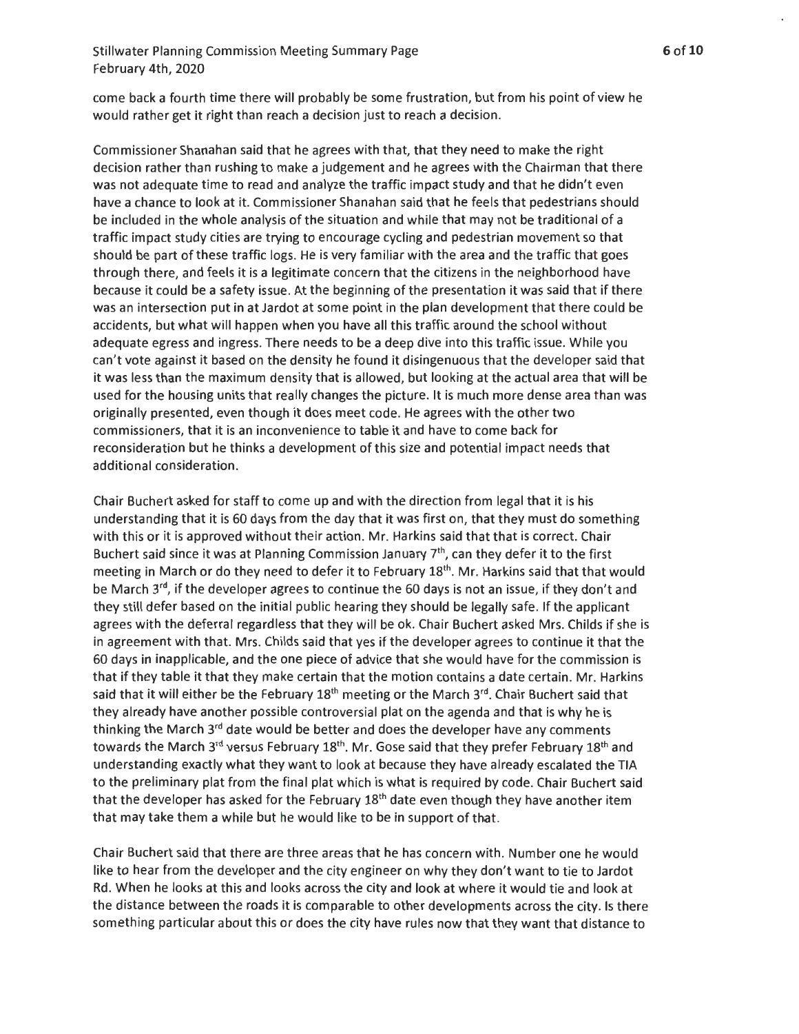come back a fourth time there will probably be some frustration, but from his point of view he would rather get it right than reach a decision just to reach a decision.

Commissioner Shanahan said that he agrees with that, that they need to make the right decision rather than rushing to make a judgement and he agrees with the Chairman that there was not adequate time to read and analyze the traffic impact study and that he didn't even have a chance to look at it. Commissioner Shanahan said that he feels that pedestrians should be included in the whole analysis of the situation and while that may not be traditional of a traffic impact study cities are trying to encourage cycling and pedestrian movement so that should be part of these traffic logs. He is very familiar with the area and the traffic that goes through there, and feels it is a legitimate concern that the citizens in the neighborhood have because it could be a safety issue. At the beginning of the presentation it was said that if there was an intersection put in at Jardot at some point in the plan development that there could be accidents, but what will happen when you have all this traffic around the school without adequate egress and ingress. There needs to be a deep dive into this traffic issue. While you can't vote against it based on the density he found it disingenuous that the developer said that it was less than the maximum density that is allowed, but looking at the actual area that will be used for the housing units that really changes the picture. It is much more dense area than was originally presented, even though it does meet code. He agrees with the other two commissioners, that it is an inconvenience to table it and have to come back for reconsideration but he thinks a development of this size and potential impact needs that additional consideration.

Chair Buchert asked for staff to come up and with the direction from legal that it is his understanding that it is 60 days from the day that it was first on, that they must do something with this or it is approved without their action. Mr. Harkins said that that is correct. Chair Buchert said since it was at Planning Commission January 7th, can they defer it to the first meeting in March or do they need to defer it to February 18th. Mr. Harkins said that that would be March 3rd, if the developer agrees to continue the 60 days is not an issue, if they don't and they still defer based on the initial public hearing they should be legally safe. If the applicant agrees with the deferral regardless that they will be ok. Chair Buchert asked Mrs. Childs if she is in agreement with that. Mrs. Childs said that yes if the developer agrees to continue it that the 60 days in inapplicable, and the one piece of advice that she would have for the commission is that if they table it that they make certain that the motion contains a date certain. Mr. Harkins said that it will either be the February 18th meeting or the March 3rd. Chair Buchert said that they already have another possible controversial plat on the agenda and that is why he is thinking the March 3rd date would be better and does the developer have any comments towards the March 3rd versus February 18th. Mr. Gose said that they prefer February 18th and understanding exactly what they want to look at because they have already escalated the TIA to the preliminary plat from the final plat which is what is required by code. Chair Buchert said that the developer has asked for the February 18th date even though they have another item that may take them a while but he would like to be in support of that.

Chair Buchert said that there are three areas that he has concern with. Number one he would like to hear from the developer and the city engineer on why they don't want to tie to Jardot Rd. When he looks at this and looks across the city and look at where it would tie and look at the distance between the roads it is comparable to other developments across the city. Is there something particular about this or does the city have rules now that they want that distance to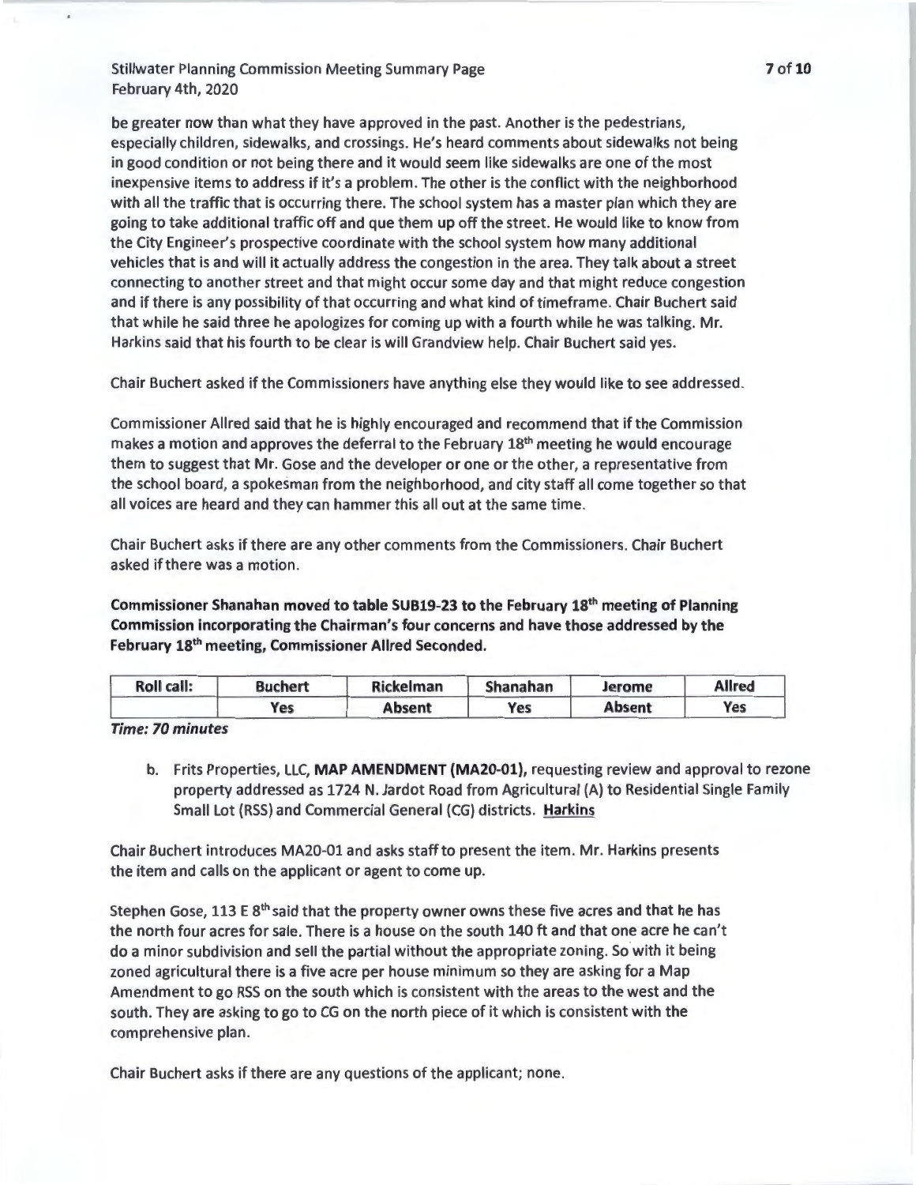be greater now than what they have approved in the past. Another is the pedestrians, especially children, sidewalks, and crossings. He's heard comments about sidewalks not being in good condition or not being there and it would seem like sidewalks are one of the most inexpensive items to address if it's a problem. The other is the conflict with the neighborhood with all the traffic that is occurring there. The school system has a master plan which they are going to take additional traffic off and que them up off the street. He would like to know from the City Engineer's prospective coordinate with the school system how many additional vehicles that is and will it actually address the congestion in the area. They talk about a street connecting to another street and that might occur some day and that might reduce congestion and if there is any possibility of that occurring and what kind of timeframe. Chair Buchert said that while he said three he apologizes for coming up with a fourth while he was talking. Mr. Harkins said that his fourth to be clear is will Grandview help. Chair Buchert said yes.

Chair Buchert asked if the Commissioners have anything else they would like to see addressed.

Commissioner Allred said that he is highly encouraged and recommend that if the Commission makes a motion and approves the deferral to the February 18th meeting he would encourage them to suggest that Mr. Gose and the developer or one or the other, a representative from the school board, a spokesman from the neighborhood, and city staff all come together so that all voices are heard and they can hammer this all out at the same time.

Chair Buchert asks if there are any other comments from the Commissioners. Chair Buchert asked if there was a motion.

**Commissioner Shanahan moved to table SUB19-23 to the February 18th meeting of Planning Commission incorporating the Chairman's four concerns and have those addressed by the February 18th meeting, Commissioner Allred Seconded.**

| Roll call: | Buchert | Rickelman | Shanahan | Jerome | Allred |
|---|---|---|---|---|---|
| | Yes | Absent | Yes | Absent | Yes |

***Time: 70 minutes***

b. Frits Properties, LLC, **MAP AMENDMENT (MA20-01)**, requesting review and approval to rezone property addressed as 1724 N. Jardot Road from Agricultural (A) to Residential Single Family Small Lot (RSS) and Commercial General (CG) districts. **Harkins**

Chair Buchert introduces MA20-01 and asks staff to present the item. Mr. Harkins presents the item and calls on the applicant or agent to come up.

Stephen Gose, 113 E 8th said that the property owner owns these five acres and that he has the north four acres for sale. There is a house on the south 140 ft and that one acre he can't do a minor subdivision and sell the partial without the appropriate zoning. So with it being zoned agricultural there is a five acre per house minimum so they are asking for a Map Amendment to go RSS on the south which is consistent with the areas to the west and the south. They are asking to go to CG on the north piece of it which is consistent with the comprehensive plan.

Chair Buchert asks if there are any questions of the applicant; none.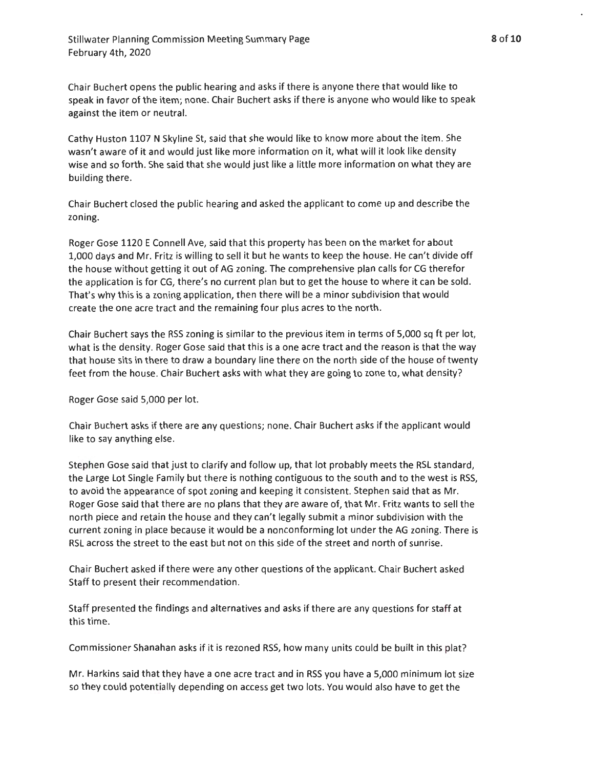Chair Buchert opens the public hearing and asks if there is anyone there that would like to speak in favor of the item; none. Chair Buchert asks if there is anyone who would like to speak against the item or neutral.

Cathy Huston 1107 N Skyline St, said that she would like to know more about the item. She wasn't aware of it and would just like more information on it, what will it look like density wise and so forth. She said that she would just like a little more information on what they are building there.

Chair Buchert closed the public hearing and asked the applicant to come up and describe the zoning.

Roger Gose 1120 E Connell Ave, said that this property has been on the market for about 1,000 days and Mr. Fritz is willing to sell it but he wants to keep the house. He can't divide off the house without getting it out of AG zoning. The comprehensive plan calls for CG therefor the application is for CG, there's no current plan but to get the house to where it can be sold. That's why this is a zoning application, then there will be a minor subdivision that would create the one acre tract and the remaining four plus acres to the north.

Chair Buchert says the RSS zoning is similar to the previous item in terms of 5,000 sq ft per lot, what is the density. Roger Gose said that this is a one acre tract and the reason is that the way that house sits in there to draw a boundary line there on the north side of the house of twenty feet from the house. Chair Buchert asks with what they are going to zone to, what density?

Roger Gose said 5,000 per lot.

Chair Buchert asks if there are any questions; none. Chair Buchert asks if the applicant would like to say anything else.

Stephen Gose said that just to clarify and follow up, that lot probably meets the RSL standard, the Large Lot Single Family but there is nothing contiguous to the south and to the west is RSS, to avoid the appearance of spot zoning and keeping it consistent. Stephen said that as Mr. Roger Gose said that there are no plans that they are aware of, that Mr. Fritz wants to sell the north piece and retain the house and they can't legally submit a minor subdivision with the current zoning in place because it would be a nonconforming lot under the AG zoning. There is RSL across the street to the east but not on this side of the street and north of sunrise.

Chair Buchert asked if there were any other questions of the applicant. Chair Buchert asked Staff to present their recommendation.

Staff presented the findings and alternatives and asks if there are any questions for staff at this time.

Commissioner Shanahan asks if it is rezoned RSS, how many units could be built in this plat?

Mr. Harkins said that they have a one acre tract and in RSS you have a 5,000 minimum lot size so they could potentially depending on access get two lots. You would also have to get the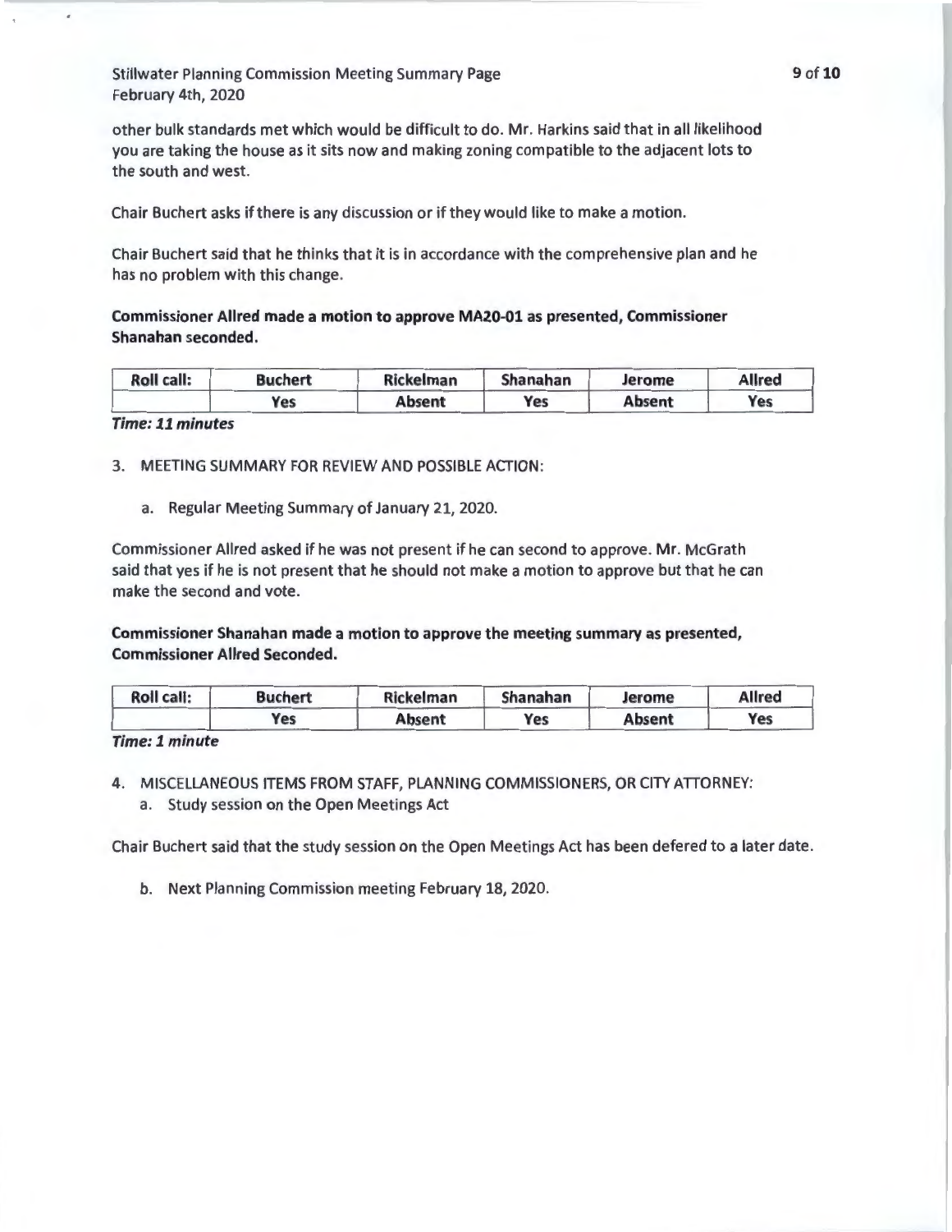other bulk standards met which would be difficult to do. Mr. Harkins said that in all likelihood you are taking the house as it sits now and making zoning compatible to the adjacent lots to the south and west.

Chair Buchert asks if there is any discussion or if they would like to make a motion.

Chair Buchert said that he thinks that it is in accordance with the comprehensive plan and he has no problem with this change.

**Commissioner Allred made a motion to approve MA20-01 as presented, Commissioner Shanahan seconded.**

| Roll call: | Buchert | Rickelman | Shanahan | Jerome | Allred |
|---|---|---|---|---|---|
| | Yes | Absent | Yes | Absent | Yes |

***Time: 11 minutes***

3. MEETING SUMMARY FOR REVIEW AND POSSIBLE ACTION:

   a. Regular Meeting Summary of January 21, 2020.

Commissioner Allred asked if he was not present if he can second to approve. Mr. McGrath said that yes if he is not present that he should not make a motion to approve but that he can make the second and vote.

**Commissioner Shanahan made a motion to approve the meeting summary as presented, Commissioner Allred Seconded.**

| Roll call: | Buchert | Rickelman | Shanahan | Jerome | Allred |
|---|---|---|---|---|---|
| | Yes | Absent | Yes | Absent | Yes |

***Time: 1 minute***

4. MISCELLANEOUS ITEMS FROM STAFF, PLANNING COMMISSIONERS, OR CITY ATTORNEY:
   a. Study session on the Open Meetings Act

Chair Buchert said that the study session on the Open Meetings Act has been defered to a later date.

   b. Next Planning Commission meeting February 18, 2020.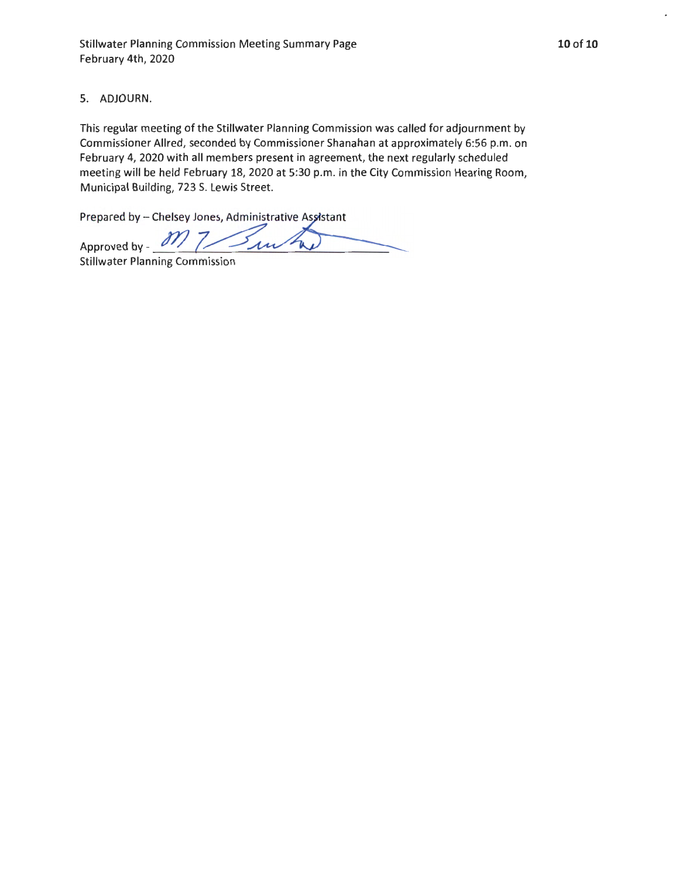5. ADJOURN.

This regular meeting of the Stillwater Planning Commission was called for adjournment by Commissioner Allred, seconded by Commissioner Shanahan at approximately 6:56 p.m. on February 4, 2020 with all members present in agreement, the next regularly scheduled meeting will be held February 18, 2020 at 5:30 p.m. in the City Commission Hearing Room, Municipal Building, 723 S. Lewis Street.

Prepared by – Chelsey Jones, Administrative Assistant

Approved by - ______________________________
Stillwater Planning Commission